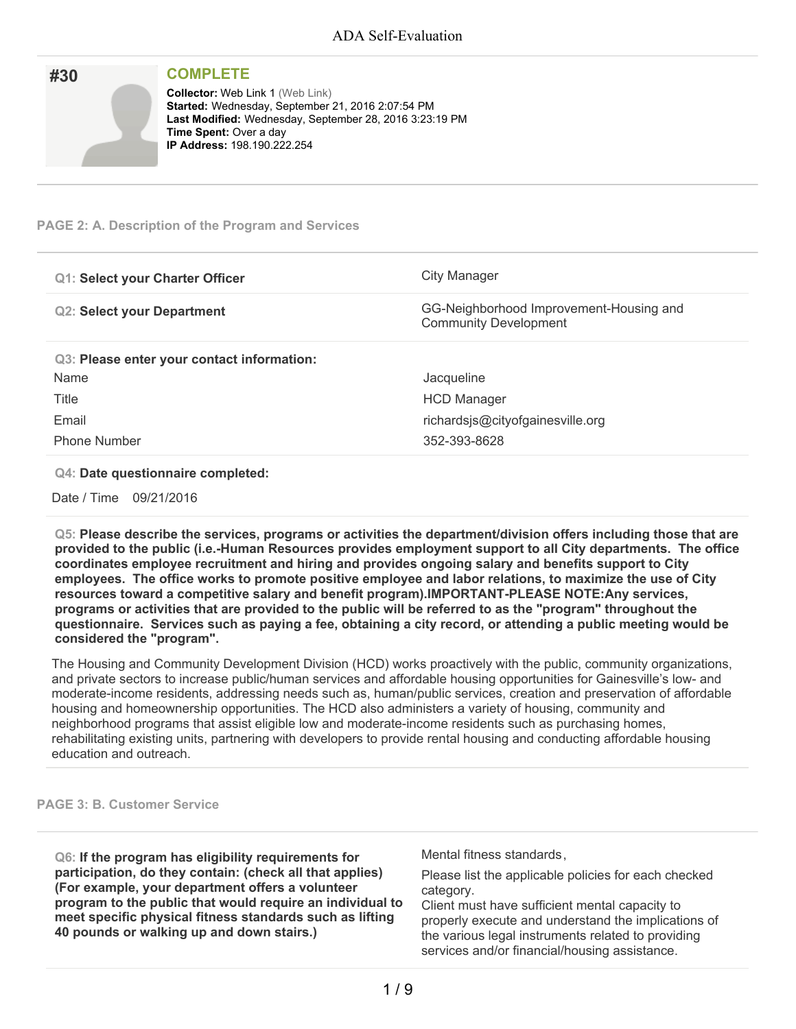# ADA Self-Evaluation

## #30

**COMPLETE**

**Collector:** Web Link 1 (Web Link)
**Started:** Wednesday, September 21, 2016 2:07:54 PM
**Last Modified:** Wednesday, September 28, 2016 3:23:19 PM
**Time Spent:** Over a day
**IP Address:** 198.190.222.254

### PAGE 2: A. Description of the Program and Services

| | |
|---|---|
| **Q1: Select your Charter Officer** | City Manager |
| **Q2: Select your Department** | GG-Neighborhood Improvement-Housing and Community Development |

**Q3: Please enter your contact information:**

| | |
|---|---|
| Name | Jacqueline |
| Title | HCD Manager |
| Email | richardsjs@cityofgainesville.org |
| Phone Number | 352-393-8628 |

**Q4: Date questionnaire completed:**

Date / Time 09/21/2016

**Q5: Please describe the services, programs or activities the department/division offers including those that are provided to the public (i.e.-Human Resources provides employment support to all City departments. The office coordinates employee recruitment and hiring and provides ongoing salary and benefits support to City employees. The office works to promote positive employee and labor relations, to maximize the use of City resources toward a competitive salary and benefit program).IMPORTANT-PLEASE NOTE:Any services, programs or activities that are provided to the public will be referred to as the "program" throughout the questionnaire. Services such as paying a fee, obtaining a city record, or attending a public meeting would be considered the "program".**

The Housing and Community Development Division (HCD) works proactively with the public, community organizations, and private sectors to increase public/human services and affordable housing opportunities for Gainesville's low- and moderate-income residents, addressing needs such as, human/public services, creation and preservation of affordable housing and homeownership opportunities. The HCD also administers a variety of housing, community and neighborhood programs that assist eligible low and moderate-income residents such as purchasing homes, rehabilitating existing units, partnering with developers to provide rental housing and conducting affordable housing education and outreach.

### PAGE 3: B. Customer Service

**Q6: If the program has eligibility requirements for participation, do they contain: (check all that applies) (For example, your department offers a volunteer program to the public that would require an individual to meet specific physical fitness standards such as lifting 40 pounds or walking up and down stairs.)**

Mental fitness standards,

Please list the applicable policies for each checked category.
Client must have sufficient mental capacity to properly execute and understand the implications of the various legal instruments related to providing services and/or financial/housing assistance.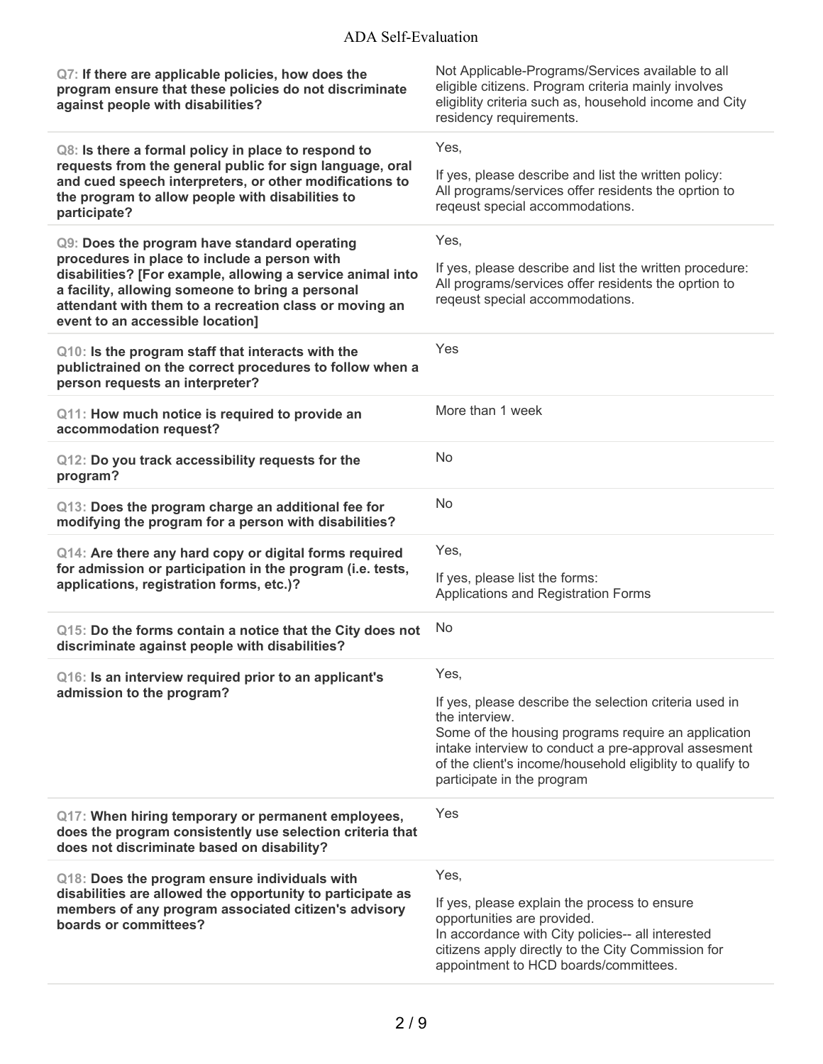| Question | Response |
|---|---|
| **Q7: If there are applicable policies, how does the program ensure that these policies do not discriminate against people with disabilities?** | Not Applicable-Programs/Services available to all eligible citizens. Program criteria mainly involves eligiblity criteria such as, household income and City residency requirements. |
| **Q8: Is there a formal policy in place to respond to requests from the general public for sign language, oral and cued speech interpreters, or other modifications to the program to allow people with disabilities to participate?** | Yes,<br><br>If yes, please describe and list the written policy:<br>All programs/services offer residents the oprtion to reqeust special accommodations. |
| **Q9: Does the program have standard operating procedures in place to include a person with disabilities? [For example, allowing a service animal into a facility, allowing someone to bring a personal attendant with them to a recreation class or moving an event to an accessible location]** | Yes,<br><br>If yes, please describe and list the written procedure:<br>All programs/services offer residents the oprtion to reqeust special accommodations. |
| **Q10: Is the program staff that interacts with the publictrained on the correct procedures to follow when a person requests an interpreter?** | Yes |
| **Q11: How much notice is required to provide an accommodation request?** | More than 1 week |
| **Q12: Do you track accessibility requests for the program?** | No |
| **Q13: Does the program charge an additional fee for modifying the program for a person with disabilities?** | No |
| **Q14: Are there any hard copy or digital forms required for admission or participation in the program (i.e. tests, applications, registration forms, etc.)?** | Yes,<br><br>If yes, please list the forms:<br>Applications and Registration Forms |
| **Q15: Do the forms contain a notice that the City does not discriminate against people with disabilities?** | No |
| **Q16: Is an interview required prior to an applicant's admission to the program?** | Yes,<br><br>If yes, please describe the selection criteria used in the interview.<br>Some of the housing programs require an application intake interview to conduct a pre-approval assesment of the client's income/household eligiblity to qualify to participate in the program |
| **Q17: When hiring temporary or permanent employees, does the program consistently use selection criteria that does not discriminate based on disability?** | Yes |
| **Q18: Does the program ensure individuals with disabilities are allowed the opportunity to participate as members of any program associated citizen's advisory boards or committees?** | Yes,<br><br>If yes, please explain the process to ensure opportunities are provided.<br>In accordance with City policies-- all interested citizens apply directly to the City Commission for appointment to HCD boards/committees. |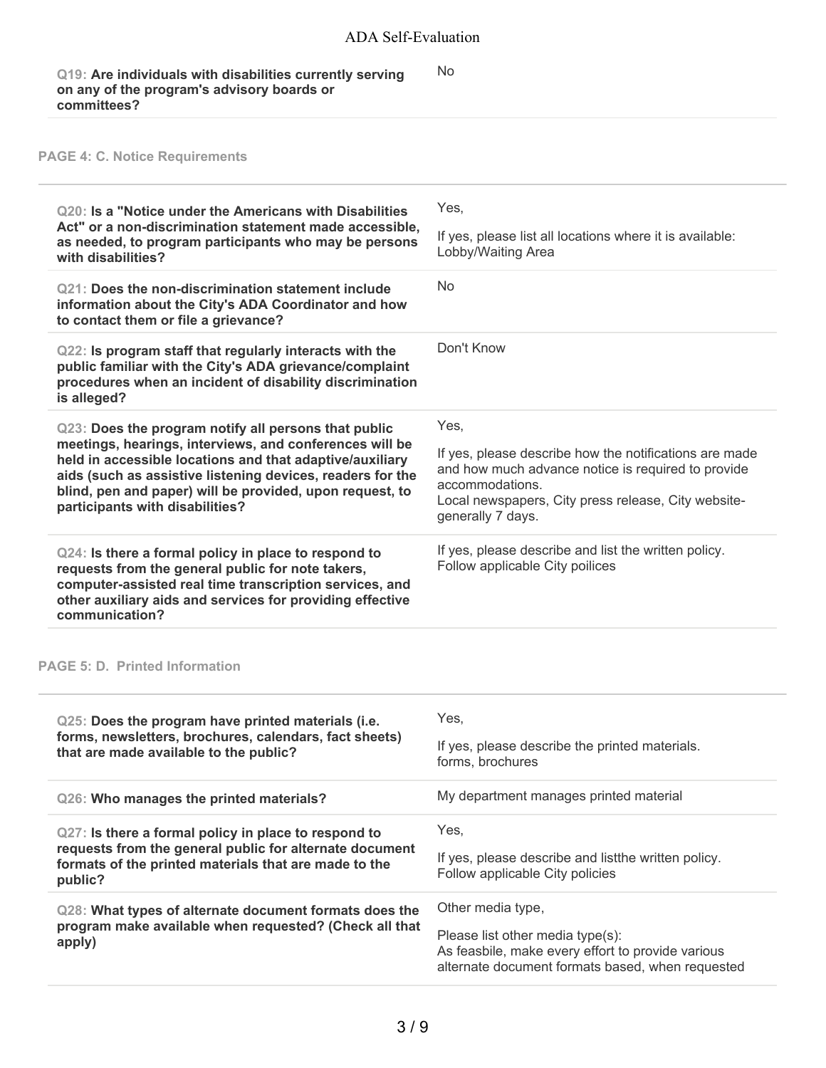**Q19: Are individuals with disabilities currently serving on any of the program's advisory boards or committees?**

No

## PAGE 4: C. Notice Requirements

**Q20: Is a "Notice under the Americans with Disabilities Act" or a non-discrimination statement made accessible, as needed, to program participants who may be persons with disabilities?**

Yes,

If yes, please list all locations where it is available:
Lobby/Waiting Area

**Q21: Does the non-discrimination statement include information about the City's ADA Coordinator and how to contact them or file a grievance?**

No

**Q22: Is program staff that regularly interacts with the public familiar with the City's ADA grievance/complaint procedures when an incident of disability discrimination is alleged?**

Don't Know

**Q23: Does the program notify all persons that public meetings, hearings, interviews, and conferences will be held in accessible locations and that adaptive/auxiliary aids (such as assistive listening devices, readers for the blind, pen and paper) will be provided, upon request, to participants with disabilities?**

Yes,

If yes, please describe how the notifications are made and how much advance notice is required to provide accommodations.
Local newspapers, City press release, City website- generally 7 days.

**Q24: Is there a formal policy in place to respond to requests from the general public for note takers, computer-assisted real time transcription services, and other auxiliary aids and services for providing effective communication?**

If yes, please describe and list the written policy.
Follow applicable City poilices

## PAGE 5: D. Printed Information

**Q25: Does the program have printed materials (i.e. forms, newsletters, brochures, calendars, fact sheets) that are made available to the public?**

Yes,

If yes, please describe the printed materials.
forms, brochures

**Q26: Who manages the printed materials?**

My department manages printed material

**Q27: Is there a formal policy in place to respond to requests from the general public for alternate document formats of the printed materials that are made to the public?**

Yes,

If yes, please describe and listthe written policy.
Follow applicable City policies

**Q28: What types of alternate document formats does the program make available when requested? (Check all that apply)**

Other media type,

Please list other media type(s):
As feasbile, make every effort to provide various alternate document formats based, when requested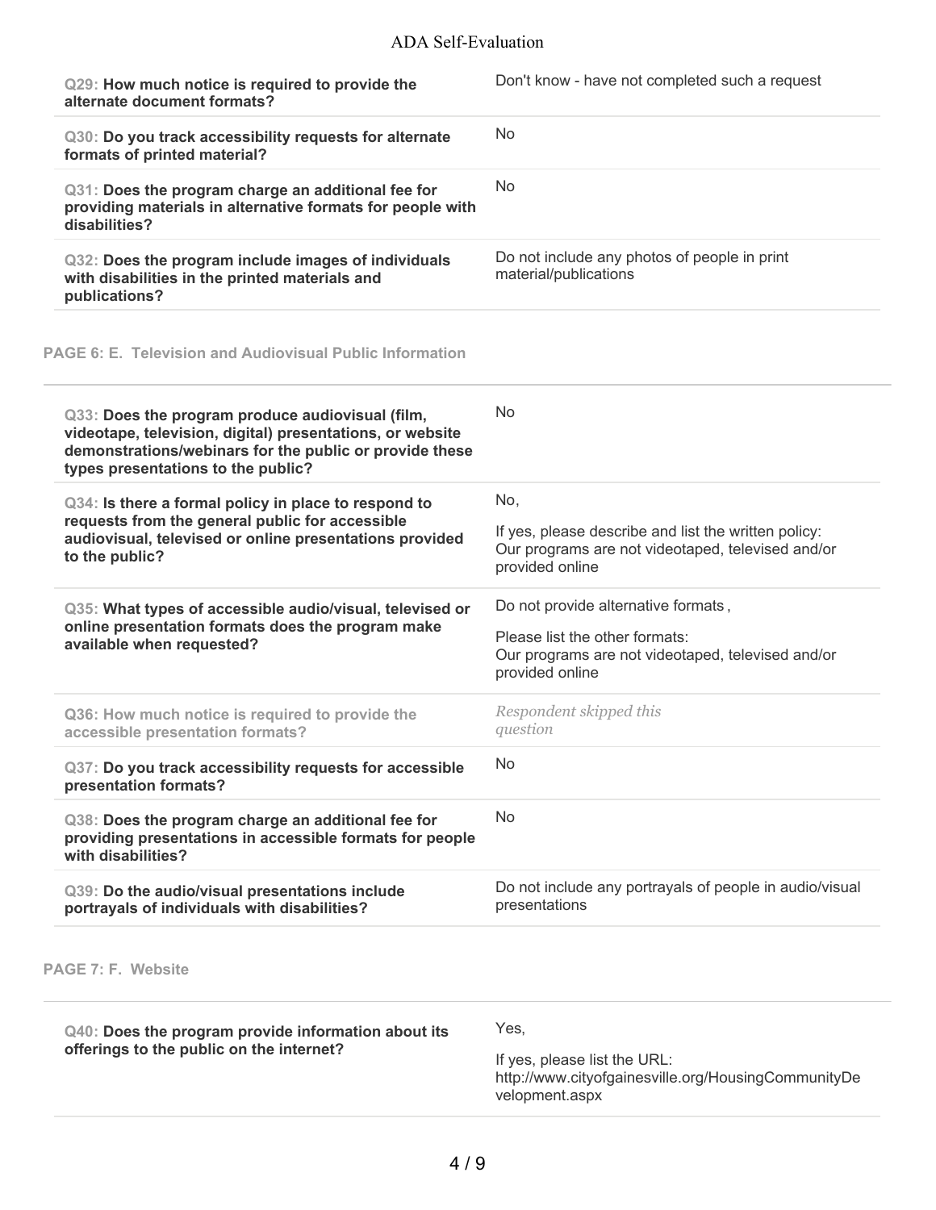| Question | Response |
| --- | --- |
| **Q29: How much notice is required to provide the alternate document formats?** | Don't know - have not completed such a request |
| **Q30: Do you track accessibility requests for alternate formats of printed material?** | No |
| **Q31: Does the program charge an additional fee for providing materials in alternative formats for people with disabilities?** | No |
| **Q32: Does the program include images of individuals with disabilities in the printed materials and publications?** | Do not include any photos of people in print material/publications |

**PAGE 6: E. Television and Audiovisual Public Information**

| Question | Response |
| --- | --- |
| **Q33: Does the program produce audiovisual (film, videotape, television, digital) presentations, or website demonstrations/webinars for the public or provide these types presentations to the public?** | No |
| **Q34: Is there a formal policy in place to respond to requests from the general public for accessible audiovisual, televised or online presentations provided to the public?** | No,<br><br>If yes, please describe and list the written policy: Our programs are not videotaped, televised and/or provided online |
| **Q35: What types of accessible audio/visual, televised or online presentation formats does the program make available when requested?** | Do not provide alternative formats ,<br><br>Please list the other formats: Our programs are not videotaped, televised and/or provided online |
| Q36: How much notice is required to provide the accessible presentation formats? | *Respondent skipped this question* |
| **Q37: Do you track accessibility requests for accessible presentation formats?** | No |
| **Q38: Does the program charge an additional fee for providing presentations in accessible formats for people with disabilities?** | No |
| **Q39: Do the audio/visual presentations include portrayals of individuals with disabilities?** | Do not include any portrayals of people in audio/visual presentations |

**PAGE 7: F. Website**

| Question | Response |
| --- | --- |
| **Q40: Does the program provide information about its offerings to the public on the internet?** | Yes,<br><br>If yes, please list the URL: http://www.cityofgainesville.org/HousingCommunityDevelopment.aspx |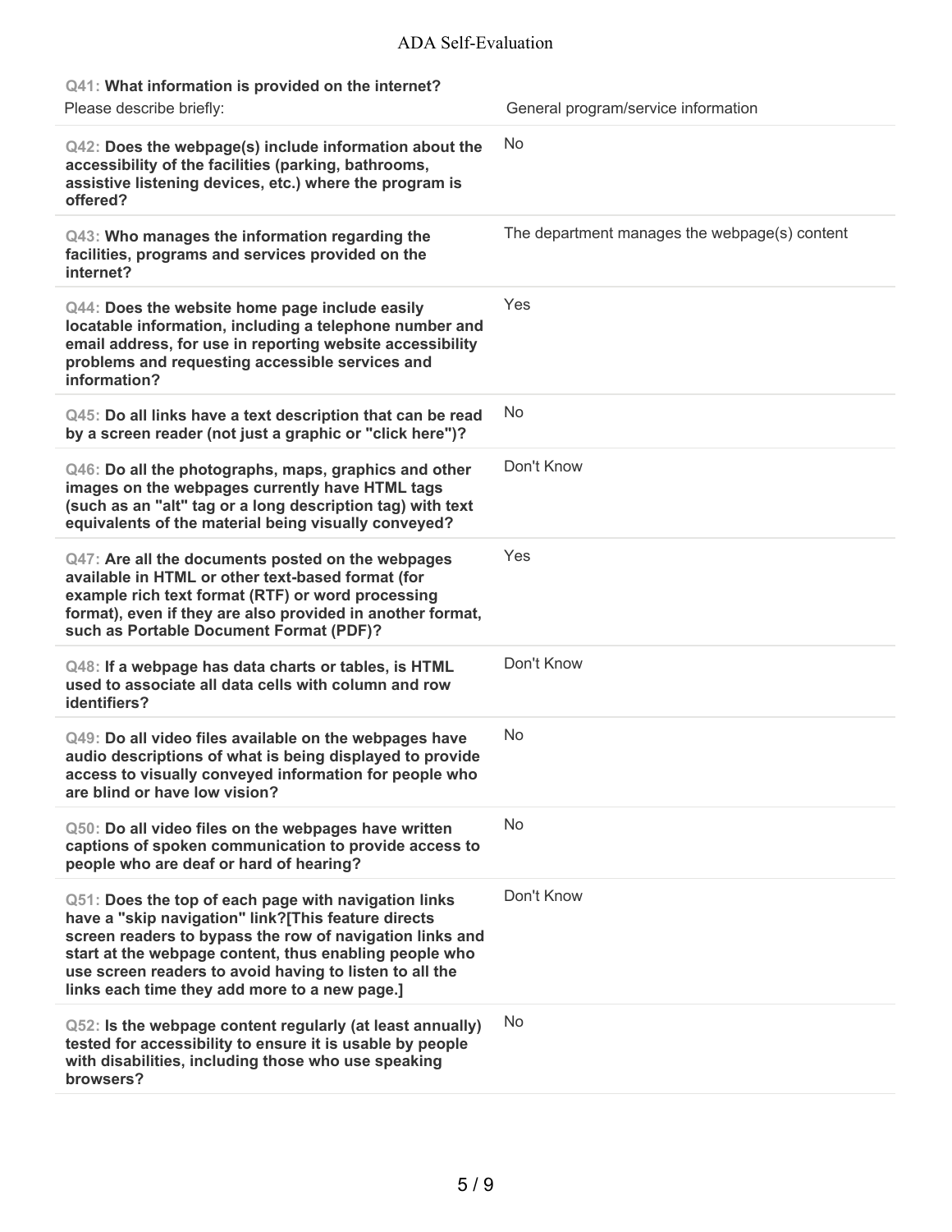**Q41: What information is provided on the internet?**

Please describe briefly: General program/service information

**Q42: Does the webpage(s) include information about the accessibility of the facilities (parking, bathrooms, assistive listening devices, etc.) where the program is offered?**

No

**Q43: Who manages the information regarding the facilities, programs and services provided on the internet?**

The department manages the webpage(s) content

**Q44: Does the website home page include easily locatable information, including a telephone number and email address, for use in reporting website accessibility problems and requesting accessible services and information?**

Yes

**Q45: Do all links have a text description that can be read by a screen reader (not just a graphic or "click here")?**

No

**Q46: Do all the photographs, maps, graphics and other images on the webpages currently have HTML tags (such as an "alt" tag or a long description tag) with text equivalents of the material being visually conveyed?**

Don't Know

**Q47: Are all the documents posted on the webpages available in HTML or other text-based format (for example rich text format (RTF) or word processing format), even if they are also provided in another format, such as Portable Document Format (PDF)?**

Yes

**Q48: If a webpage has data charts or tables, is HTML used to associate all data cells with column and row identifiers?**

Don't Know

**Q49: Do all video files available on the webpages have audio descriptions of what is being displayed to provide access to visually conveyed information for people who are blind or have low vision?**

No

**Q50: Do all video files on the webpages have written captions of spoken communication to provide access to people who are deaf or hard of hearing?**

No

**Q51: Does the top of each page with navigation links have a "skip navigation" link?[This feature directs screen readers to bypass the row of navigation links and start at the webpage content, thus enabling people who use screen readers to avoid having to listen to all the links each time they add more to a new page.]**

Don't Know

**Q52: Is the webpage content regularly (at least annually) tested for accessibility to ensure it is usable by people with disabilities, including those who use speaking browsers?**

No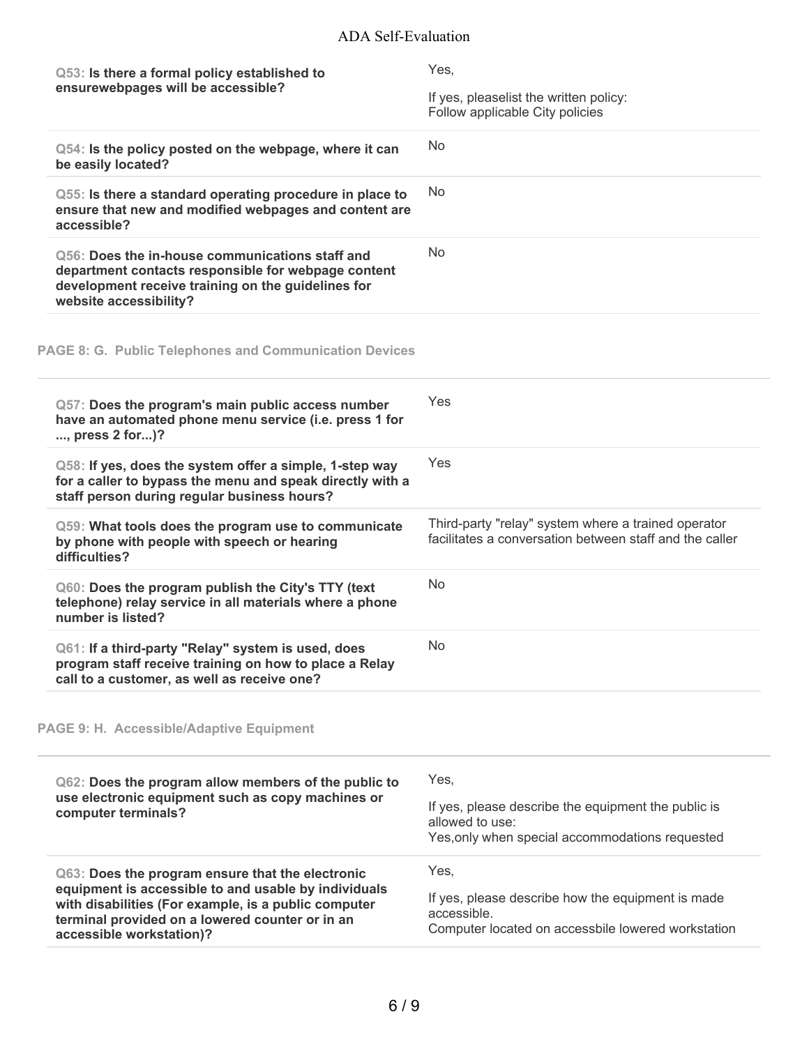**Q53: Is there a formal policy established to ensurewebpages will be accessible?**

Yes,

If yes, pleaselist the written policy:
Follow applicable City policies

**Q54: Is the policy posted on the webpage, where it can be easily located?**

No

**Q55: Is there a standard operating procedure in place to ensure that new and modified webpages and content are accessible?**

No

**Q56: Does the in-house communications staff and department contacts responsible for webpage content development receive training on the guidelines for website accessibility?**

No

## PAGE 8: G. Public Telephones and Communication Devices

**Q57: Does the program's main public access number have an automated phone menu service (i.e. press 1 for ..., press 2 for...)?**

Yes

**Q58: If yes, does the system offer a simple, 1-step way for a caller to bypass the menu and speak directly with a staff person during regular business hours?**

Yes

**Q59: What tools does the program use to communicate by phone with people with speech or hearing difficulties?**

Third-party "relay" system where a trained operator facilitates a conversation between staff and the caller

**Q60: Does the program publish the City's TTY (text telephone) relay service in all materials where a phone number is listed?**

No

**Q61: If a third-party "Relay" system is used, does program staff receive training on how to place a Relay call to a customer, as well as receive one?**

No

## PAGE 9: H. Accessible/Adaptive Equipment

**Q62: Does the program allow members of the public to use electronic equipment such as copy machines or computer terminals?**

Yes,

If yes, please describe the equipment the public is allowed to use:
Yes,only when special accommodations requested

**Q63: Does the program ensure that the electronic equipment is accessible to and usable by individuals with disabilities (For example, is a public computer terminal provided on a lowered counter or in an accessible workstation)?**

Yes,

If yes, please describe how the equipment is made accessible.
Computer located on accessbile lowered workstation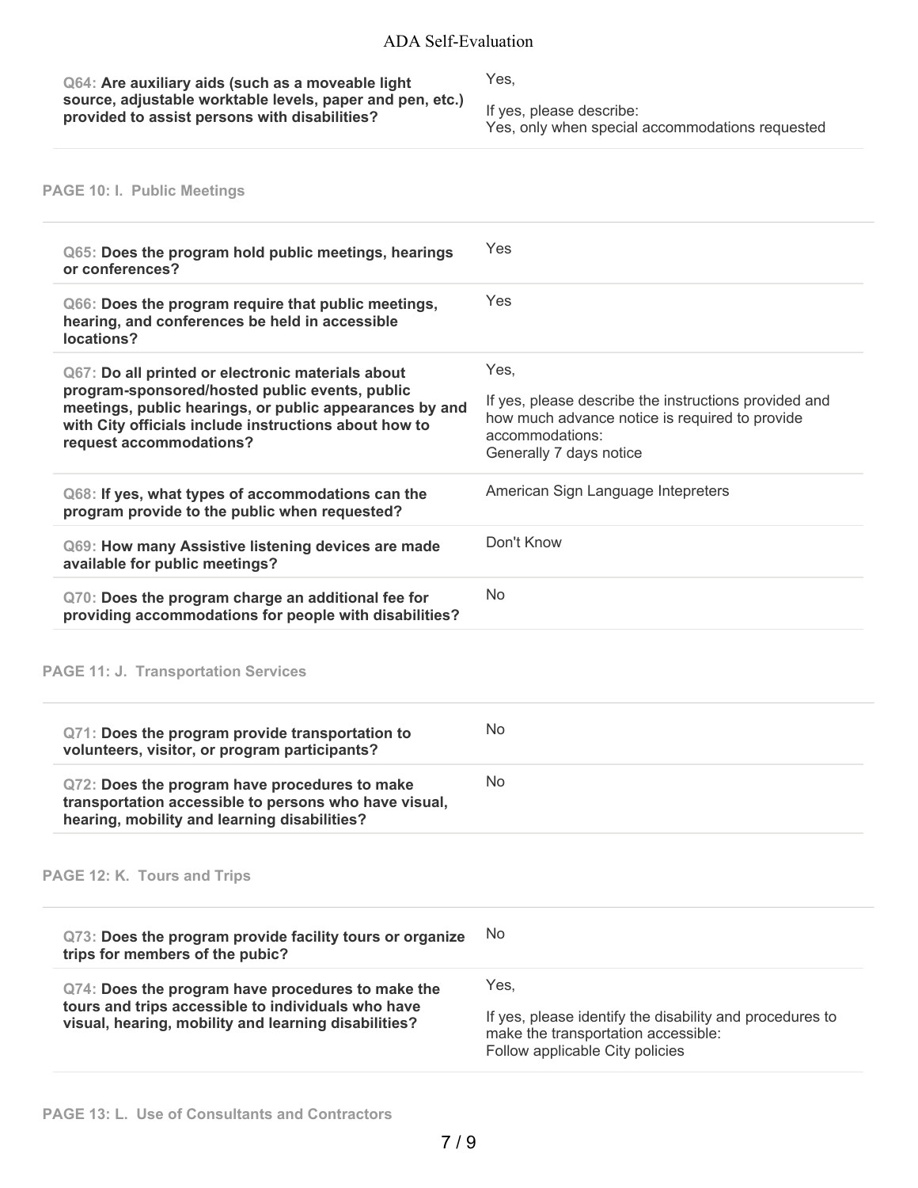| | |
|---|---|
| Q64: **Are auxiliary aids (such as a moveable light source, adjustable worktable levels, paper and pen, etc.) provided to assist persons with disabilities?** | Yes,<br><br>If yes, please describe:<br>Yes, only when special accommodations requested |

## PAGE 10: I. Public Meetings

| | |
|---|---|
| Q65: **Does the program hold public meetings, hearings or conferences?** | Yes |
| Q66: **Does the program require that public meetings, hearing, and conferences be held in accessible locations?** | Yes |
| Q67: **Do all printed or electronic materials about program-sponsored/hosted public events, public meetings, public hearings, or public appearances by and with City officials include instructions about how to request accommodations?** | Yes,<br><br>If yes, please describe the instructions provided and how much advance notice is required to provide accommodations:<br>Generally 7 days notice |
| Q68: **If yes, what types of accommodations can the program provide to the public when requested?** | American Sign Language Intepreters |
| Q69: **How many Assistive listening devices are made available for public meetings?** | Don't Know |
| Q70: **Does the program charge an additional fee for providing accommodations for people with disabilities?** | No |

## PAGE 11: J. Transportation Services

| | |
|---|---|
| Q71: **Does the program provide transportation to volunteers, visitor, or program participants?** | No |
| Q72: **Does the program have procedures to make transportation accessible to persons who have visual, hearing, mobility and learning disabilities?** | No |

## PAGE 12: K. Tours and Trips

| | |
|---|---|
| Q73: **Does the program provide facility tours or organize trips for members of the pubic?** | No |
| Q74: **Does the program have procedures to make the tours and trips accessible to individuals who have visual, hearing, mobility and learning disabilities?** | Yes,<br><br>If yes, please identify the disability and procedures to make the transportation accessible:<br>Follow applicable City policies |

## PAGE 13: L. Use of Consultants and Contractors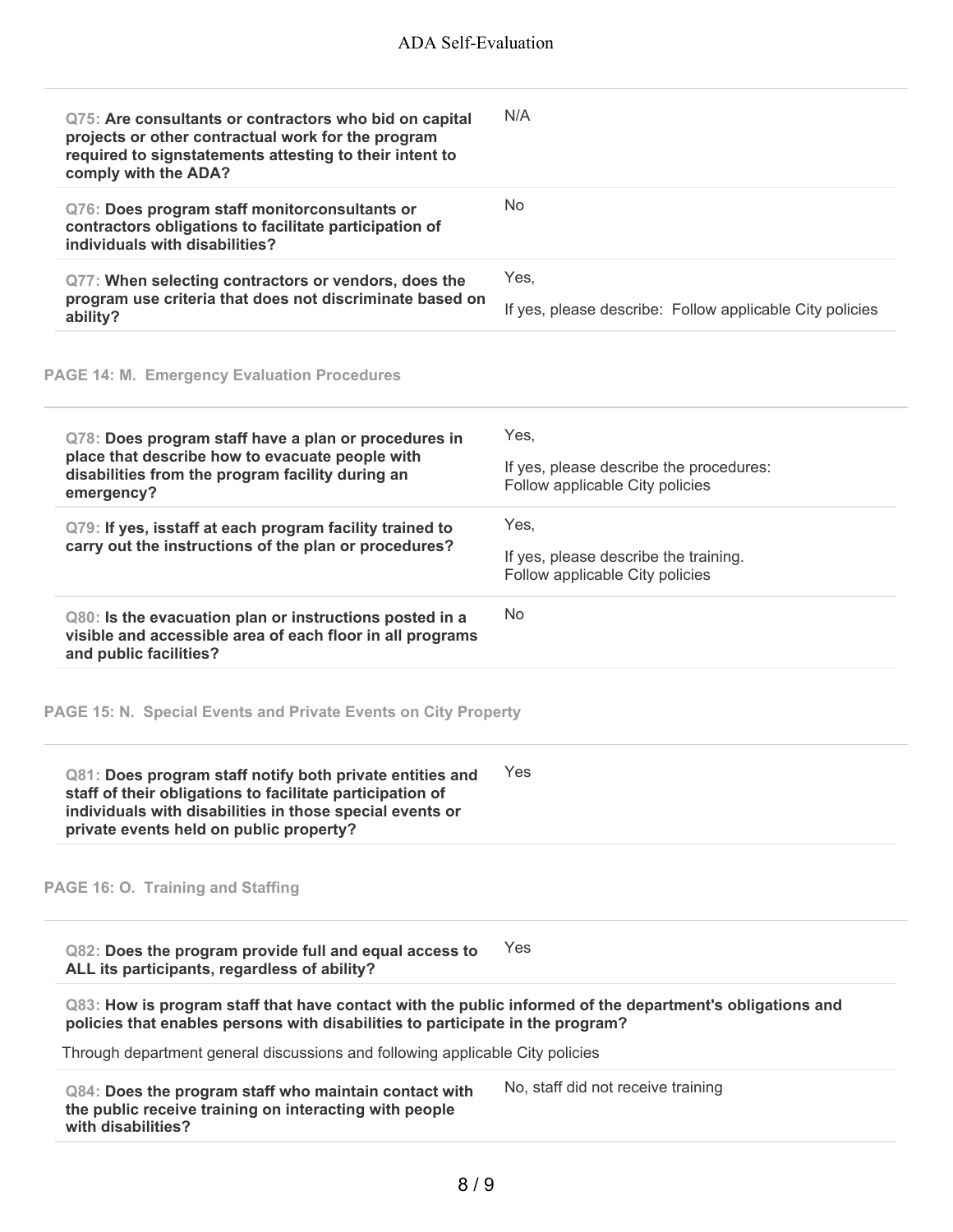| Question | Answer |
| --- | --- |
| **Q75: Are consultants or contractors who bid on capital projects or other contractual work for the program required to signstatements attesting to their intent to comply with the ADA?** | N/A |
| **Q76: Does program staff monitorconsultants or contractors obligations to facilitate participation of individuals with disabilities?** | No |
| **Q77: When selecting contractors or vendors, does the program use criteria that does not discriminate based on ability?** | Yes,<br>If yes, please describe: Follow applicable City policies |

**PAGE 14: M. Emergency Evaluation Procedures**

| Question | Answer |
| --- | --- |
| **Q78: Does program staff have a plan or procedures in place that describe how to evacuate people with disabilities from the program facility during an emergency?** | Yes,<br>If yes, please describe the procedures: Follow applicable City policies |
| **Q79: If yes, isstaff at each program facility trained to carry out the instructions of the plan or procedures?** | Yes,<br>If yes, please describe the training. Follow applicable City policies |
| **Q80: Is the evacuation plan or instructions posted in a visible and accessible area of each floor in all programs and public facilities?** | No |

**PAGE 15: N. Special Events and Private Events on City Property**

| Question | Answer |
| --- | --- |
| **Q81: Does program staff notify both private entities and staff of their obligations to facilitate participation of individuals with disabilities in those special events or private events held on public property?** | Yes |

**PAGE 16: O. Training and Staffing**

| Question | Answer |
| --- | --- |
| **Q82: Does the program provide full and equal access to ALL its participants, regardless of ability?** | Yes |

**Q83: How is program staff that have contact with the public informed of the department's obligations and policies that enables persons with disabilities to participate in the program?**

Through department general discussions and following applicable City policies

| Question | Answer |
| --- | --- |
| **Q84: Does the program staff who maintain contact with the public receive training on interacting with people with disabilities?** | No, staff did not receive training |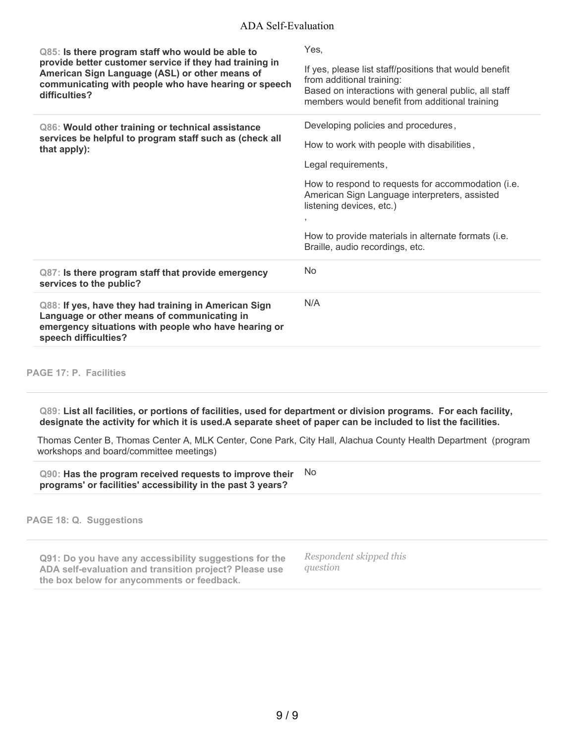**Q85: Is there program staff who would be able to provide better customer service if they had training in American Sign Language (ASL) or other means of communicating with people who have hearing or speech difficulties?**

Yes,

If yes, please list staff/positions that would benefit from additional training:
Based on interactions with general public, all staff members would benefit from additional training

**Q86: Would other training or technical assistance services be helpful to program staff such as (check all that apply):**

Developing policies and procedures,

How to work with people with disabilities,

Legal requirements,

How to respond to requests for accommodation (i.e. American Sign Language interpreters, assisted listening devices, etc.)
,

How to provide materials in alternate formats (i.e. Braille, audio recordings, etc.

**Q87: Is there program staff that provide emergency services to the public?**

No

**Q88: If yes, have they had training in American Sign Language or other means of communicating in emergency situations with people who have hearing or speech difficulties?**

N/A

## PAGE 17: P. Facilities

**Q89: List all facilities, or portions of facilities, used for department or division programs. For each facility, designate the activity for which it is used.A separate sheet of paper can be included to list the facilities.**

Thomas Center B, Thomas Center A, MLK Center, Cone Park, City Hall, Alachua County Health Department (program workshops and board/committee meetings)

**Q90: Has the program received requests to improve their programs' or facilities' accessibility in the past 3 years?**

No

## PAGE 18: Q. Suggestions

**Q91: Do you have any accessibility suggestions for the ADA self-evaluation and transition project? Please use the box below for anycomments or feedback.**

*Respondent skipped this question*